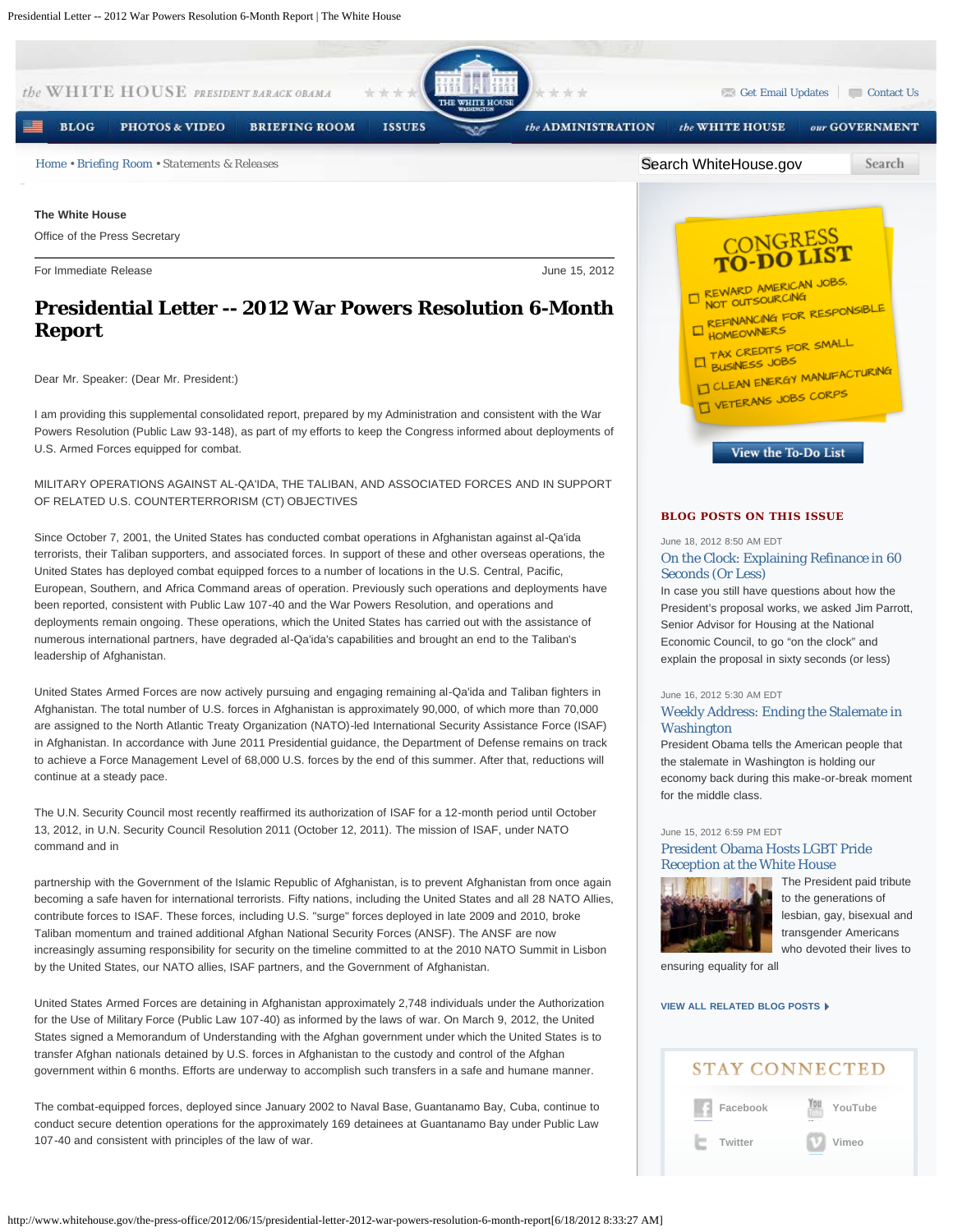The White House

Office of the Press Secretary

For Immediate Release June 15, 2012

# Presidential Letter -- 2012 War Powers Resolution 6-Month Report

Dear Mr. Speaker: (Dear Mr. President:)

I am providing this supplemental consolidated report, prepared by my Administration and consistent with the War Powers Resolution (Public Law 93-148), as part of my efforts to keep the Congress informed about deployments of U.S. Armed Forces equipped for combat.

MILITARY OPERATIONS AGAINST AL-QA'IDA, THE TALIBAN, AND ASSOCIATED FORCES AND IN SUPPORT OF RELATED U.S. COUNTERTERRORISM (CT) OBJECTIVES

Since October 7, 2001, the United States has conducted combat operations in Afghanistan against al-Qa'ida terrorists, their Taliban supporters, and associated forces. In support of these and other overseas operations, the United States has deployed combat equipped forces to a number of locations in the U.S. Central, Pacific, European, Southern, and Africa Command areas of operation. Previously such operations and deployments have been reported, consistent with Public Law 107-40 and the War Powers Resolution, and operations and deployments remain ongoing. These operations, which the United States has carried out with the assistance of numerous international partners, have degraded al-Qa'ida's capabilities and brought an end to the Taliban's leadership of Afghanistan.

United States Armed Forces are now actively pursuing and engaging remaining al-Qa'ida and Taliban fighters in Afghanistan. The total number of U.S. forces in Afghanistan is approximately 90,000, of which more than 70,000 are assigned to the North Atlantic Treaty Organization (NATO)-led International Security Assistance Force (ISAF) in Afghanistan. In accordance with June 2011 Presidential guidance, the Department of Defense remains on track to achieve a Force Management Level of 68,000 U.S. forces by the end of this summer. After that, reductions will continue at a steady pace.

The U.N. Security Council most recently reaffirmed its authorization of ISAF for a 12-month period until October 13, 2012, in U.N. Security Council Resolution 2011 (October 12, 2011). The mission of ISAF, under NATO command and in partnership with the Government of the Islamic Republic of Afghanistan, is to prevent Afghanistan from once again becoming a safe haven for international terrorists. Fifty nations, including the United States and all 28 NATO Allies, contribute forces to ISAF. These forces, including U.S. "surge" forces deployed in late 2009 and 2010, broke Taliban momentum and trained additional Afghan National Security Forces (ANSF). The ANSF are now increasingly assuming responsibility for security on the timeline committed to at the 2010 NATO Summit in Lisbon by the United States, our NATO allies, ISAF partners, and the Government of Afghanistan.

United States Armed Forces are detaining in Afghanistan approximately 2,748 individuals under the Authorization for the Use of Military Force (Public Law 107-40) as informed by the laws of war. On March 9, 2012, the United States signed a Memorandum of Understanding with the Afghan government under which the United States is to transfer Afghan nationals detained by U.S. forces in Afghanistan to the custody and control of the Afghan government within 6 months. Efforts are underway to accomplish such transfers in a safe and humane manner.

The combat-equipped forces, deployed since January 2002 to Naval Base, Guantanamo Bay, Cuba, continue to conduct secure detention operations for the approximately 169 detainees at Guantanamo Bay under Public Law 107-40 and consistent with principles of the law of war.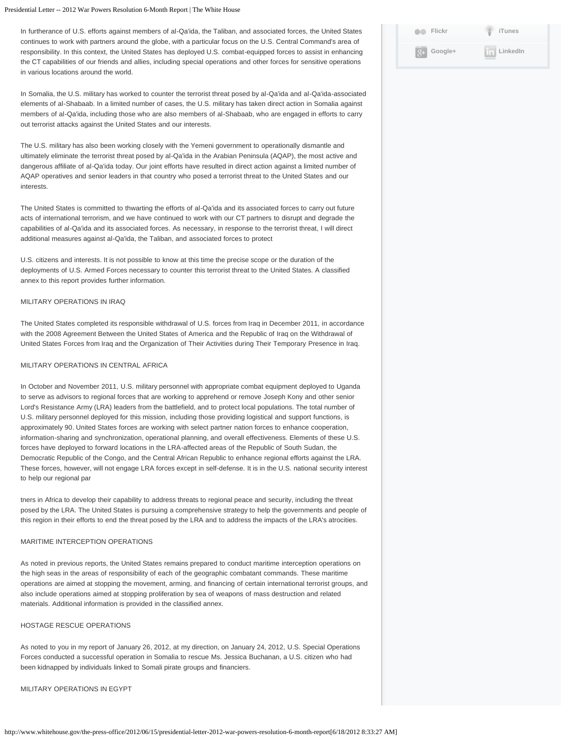In furtherance of U.S. efforts against members of al-Qa'ida, the Taliban, and associated forces, the United States continues to work with partners around the globe, with a particular focus on the U.S. Central Command's area of responsibility. In this context, the United States has deployed U.S. combat-equipped forces to assist in enhancing the CT capabilities of our friends and allies, including special operations and other forces for sensitive operations in various locations around the world.

In Somalia, the U.S. military has worked to counter the terrorist threat posed by al-Qa'ida and al-Qa'ida-associated elements of al-Shabaab. In a limited number of cases, the U.S. military has taken direct action in Somalia against members of al-Qa'ida, including those who are also members of al-Shabaab, who are engaged in efforts to carry out terrorist attacks against the United States and our interests.

The U.S. military has also been working closely with the Yemeni government to operationally dismantle and ultimately eliminate the terrorist threat posed by al-Qa'ida in the Arabian Peninsula (AQAP), the most active and dangerous affiliate of al-Qa'ida today. Our joint efforts have resulted in direct action against a limited number of AQAP operatives and senior leaders in that country who posed a terrorist threat to the United States and our interests.

The United States is committed to thwarting the efforts of al-Qa'ida and its associated forces to carry out future acts of international terrorism, and we have continued to work with our CT partners to disrupt and degrade the capabilities of al-Qa'ida and its associated forces. As necessary, in response to the terrorist threat, I will direct additional measures against al-Qa'ida, the Taliban, and associated forces to protect U.S. citizens and interests. It is not possible to know at this time the precise scope or the duration of the deployments of U.S. Armed Forces necessary to counter this terrorist threat to the United States. A classified annex to this report provides further information.

MILITARY OPERATIONS IN IRAQ

The United States completed its responsible withdrawal of U.S. forces from Iraq in December 2011, in accordance with the 2008 Agreement Between the United States of America and the Republic of Iraq on the Withdrawal of United States Forces from Iraq and the Organization of Their Activities during Their Temporary Presence in Iraq.

MILITARY OPERATIONS IN CENTRAL AFRICA

In October and November 2011, U.S. military personnel with appropriate combat equipment deployed to Uganda to serve as advisors to regional forces that are working to apprehend or remove Joseph Kony and other senior Lord's Resistance Army (LRA) leaders from the battlefield, and to protect local populations. The total number of U.S. military personnel deployed for this mission, including those providing logistical and support functions, is approximately 90. United States forces are working with select partner nation forces to enhance cooperation, information-sharing and synchronization, operational planning, and overall effectiveness. Elements of these U.S. forces have deployed to forward locations in the LRA-affected areas of the Republic of South Sudan, the Democratic Republic of the Congo, and the Central African Republic to enhance regional efforts against the LRA. These forces, however, will not engage LRA forces except in self-defense. It is in the U.S. national security interest to help our regional partners in Africa to develop their capability to address threats to regional peace and security, including the threat posed by the LRA. The United States is pursuing a comprehensive strategy to help the governments and people of this region in their efforts to end the threat posed by the LRA and to address the impacts of the LRA's atrocities.

MARITIME INTERCEPTION OPERATIONS

As noted in previous reports, the United States remains prepared to conduct maritime interception operations on the high seas in the areas of responsibility of each of the geographic combatant commands. These maritime operations are aimed at stopping the movement, arming, and financing of certain international terrorist groups, and also include operations aimed at stopping proliferation by sea of weapons of mass destruction and related materials. Additional information is provided in the classified annex.

HOSTAGE RESCUE OPERATIONS

As noted to you in my report of January 26, 2012, at my direction, on January 24, 2012, U.S. Special Operations Forces conducted a successful operation in Somalia to rescue Ms. Jessica Buchanan, a U.S. citizen who had been kidnapped by individuals linked to Somali pirate groups and financiers.

MILITARY OPERATIONS IN EGYPT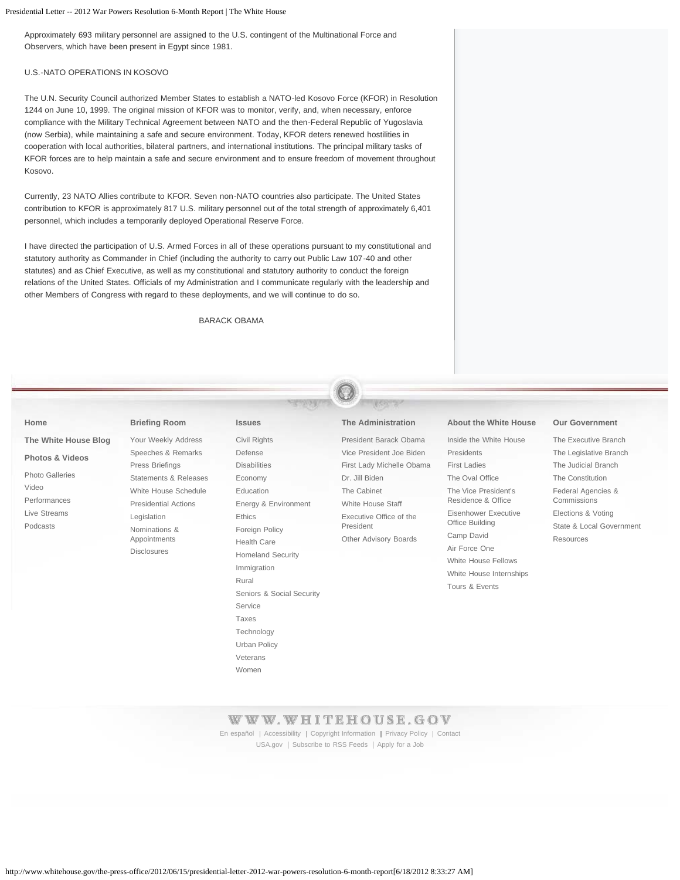Approximately 693 military personnel are assigned to the U.S. contingent of the Multinational Force and Observers, which have been present in Egypt since 1981.

U.S.-NATO OPERATIONS IN KOSOVO

The U.N. Security Council authorized Member States to establish a NATO-led Kosovo Force (KFOR) in Resolution 1244 on June 10, 1999. The original mission of KFOR was to monitor, verify, and, when necessary, enforce compliance with the Military Technical Agreement between NATO and the then-Federal Republic of Yugoslavia (now Serbia), while maintaining a safe and secure environment. Today, KFOR deters renewed hostilities in cooperation with local authorities, bilateral partners, and international institutions. The principal military tasks of KFOR forces are to help maintain a safe and secure environment and to ensure freedom of movement throughout Kosovo.

Currently, 23 NATO Allies contribute to KFOR. Seven non-NATO countries also participate. The United States contribution to KFOR is approximately 817 U.S. military personnel out of the total strength of approximately 6,401 personnel, which includes a temporarily deployed Operational Reserve Force.

I have directed the participation of U.S. Armed Forces in all of these operations pursuant to my constitutional and statutory authority as Commander in Chief (including the authority to carry out Public Law 107-40 and other statutes) and as Chief Executive, as well as my constitutional and statutory authority to conduct the foreign relations of the United States. Officials of my Administration and I communicate regularly with the leadership and other Members of Congress with regard to these deployments, and we will continue to do so.

BARACK OBAMA